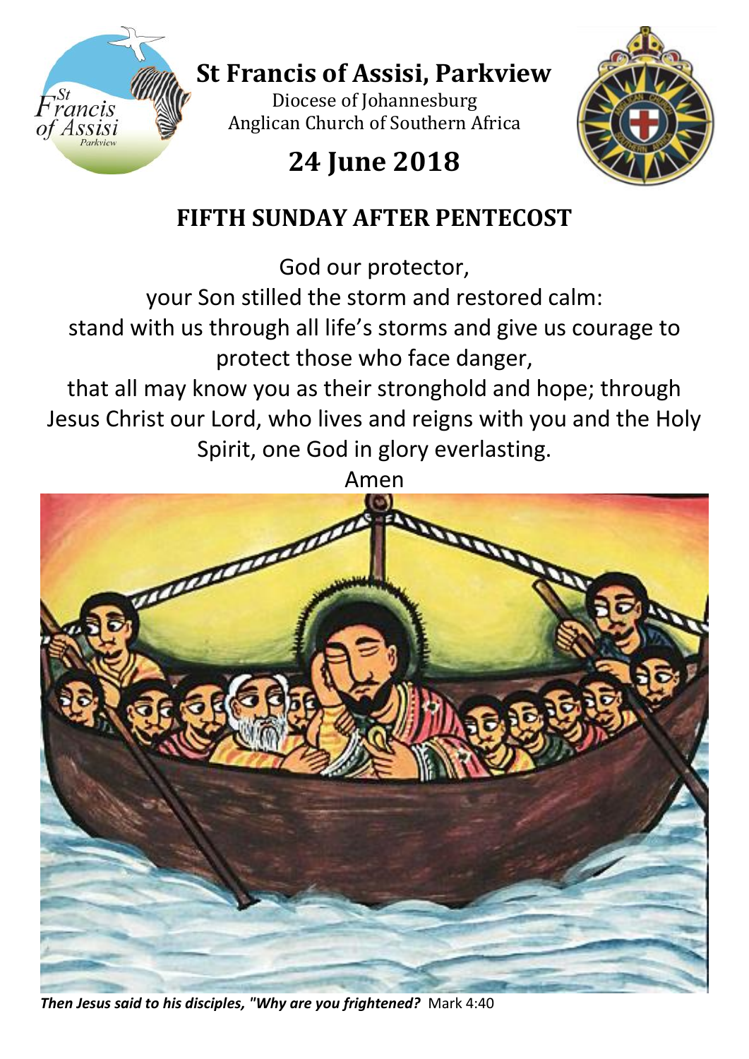# St Francis of Assisi, Parkview

Diocese of Johannesburg
Anglican Church of Southern Africa

## 24 June 2018

## FIFTH SUNDAY AFTER PENTECOST

God our protector,
your Son stilled the storm and restored calm:
stand with us through all life's storms and give us courage to protect those who face danger,
that all may know you as their stronghold and hope; through Jesus Christ our Lord, who lives and reigns with you and the Holy Spirit, one God in glory everlasting.
Amen

***Then Jesus said to his disciples, "Why are you frightened?*** Mark 4:40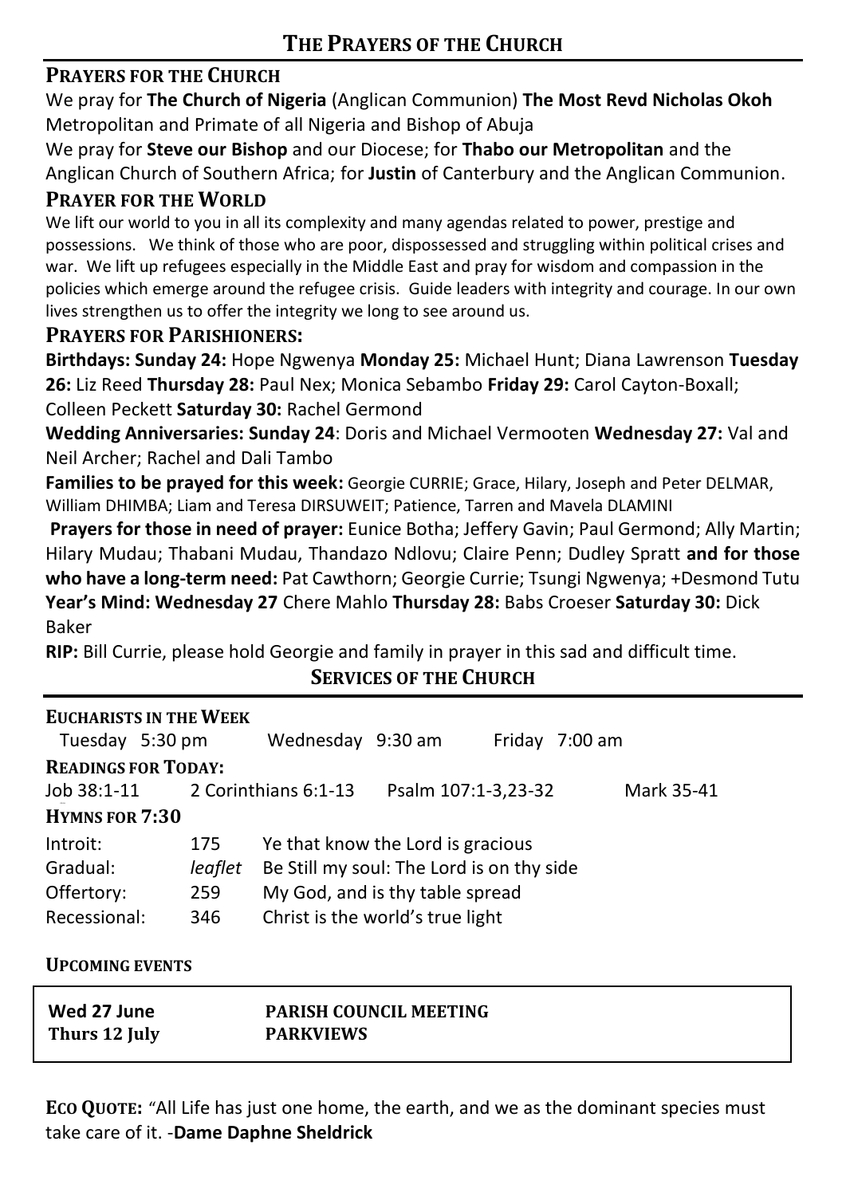# THE PRAYERS OF THE CHURCH

## PRAYERS FOR THE CHURCH

We pray for **The Church of Nigeria** (Anglican Communion) **The Most Revd Nicholas Okoh** Metropolitan and Primate of all Nigeria and Bishop of Abuja

We pray for **Steve our Bishop** and our Diocese; for **Thabo our Metropolitan** and the Anglican Church of Southern Africa; for **Justin** of Canterbury and the Anglican Communion.

## PRAYER FOR THE WORLD

We lift our world to you in all its complexity and many agendas related to power, prestige and possessions. We think of those who are poor, dispossessed and struggling within political crises and war. We lift up refugees especially in the Middle East and pray for wisdom and compassion in the policies which emerge around the refugee crisis. Guide leaders with integrity and courage. In our own lives strengthen us to offer the integrity we long to see around us.

## PRAYERS FOR PARISHIONERS:

**Birthdays: Sunday 24:** Hope Ngwenya **Monday 25:** Michael Hunt; Diana Lawrenson **Tuesday 26:** Liz Reed **Thursday 28:** Paul Nex; Monica Sebambo **Friday 29:** Carol Cayton-Boxall; Colleen Peckett **Saturday 30:** Rachel Germond

**Wedding Anniversaries: Sunday 24**: Doris and Michael Vermooten **Wednesday 27:** Val and Neil Archer; Rachel and Dali Tambo

**Families to be prayed for this week:** Georgie CURRIE; Grace, Hilary, Joseph and Peter DELMAR, William DHIMBA; Liam and Teresa DIRSUWEIT; Patience, Tarren and Mavela DLAMINI

**Prayers for those in need of prayer:** Eunice Botha; Jeffery Gavin; Paul Germond; Ally Martin; Hilary Mudau; Thabani Mudau, Thandazo Ndlovu; Claire Penn; Dudley Spratt **and for those who have a long-term need:** Pat Cawthorn; Georgie Currie; Tsungi Ngwenya; +Desmond Tutu

**Year's Mind: Wednesday 27** Chere Mahlo **Thursday 28:** Babs Croeser **Saturday 30:** Dick Baker

**RIP:** Bill Currie, please hold Georgie and family in prayer in this sad and difficult time.

# SERVICES OF THE CHURCH

## EUCHARISTS IN THE WEEK

Tuesday 5:30 pm | Wednesday 9:30 am | Friday 7:00 am

## READINGS FOR TODAY:

Job 38:1-11 | 2 Corinthians 6:1-13 | Psalm 107:1-3,23-32 | Mark 35-41

## HYMNS FOR 7:30

| | | |
|---|---|---|
| Introit: | 175 | Ye that know the Lord is gracious |
| Gradual: | *leaflet* | Be Still my soul: The Lord is on thy side |
| Offertory: | 259 | My God, and is thy table spread |
| Recessional: | 346 | Christ is the world's true light |

## UPCOMING EVENTS

| | |
|---|---|
| **Wed 27 June** | **PARISH COUNCIL MEETING** |
| **Thurs 12 July** | **PARKVIEWS** |

**ECO QUOTE:** "All Life has just one home, the earth, and we as the dominant species must take care of it. -**Dame Daphne Sheldrick**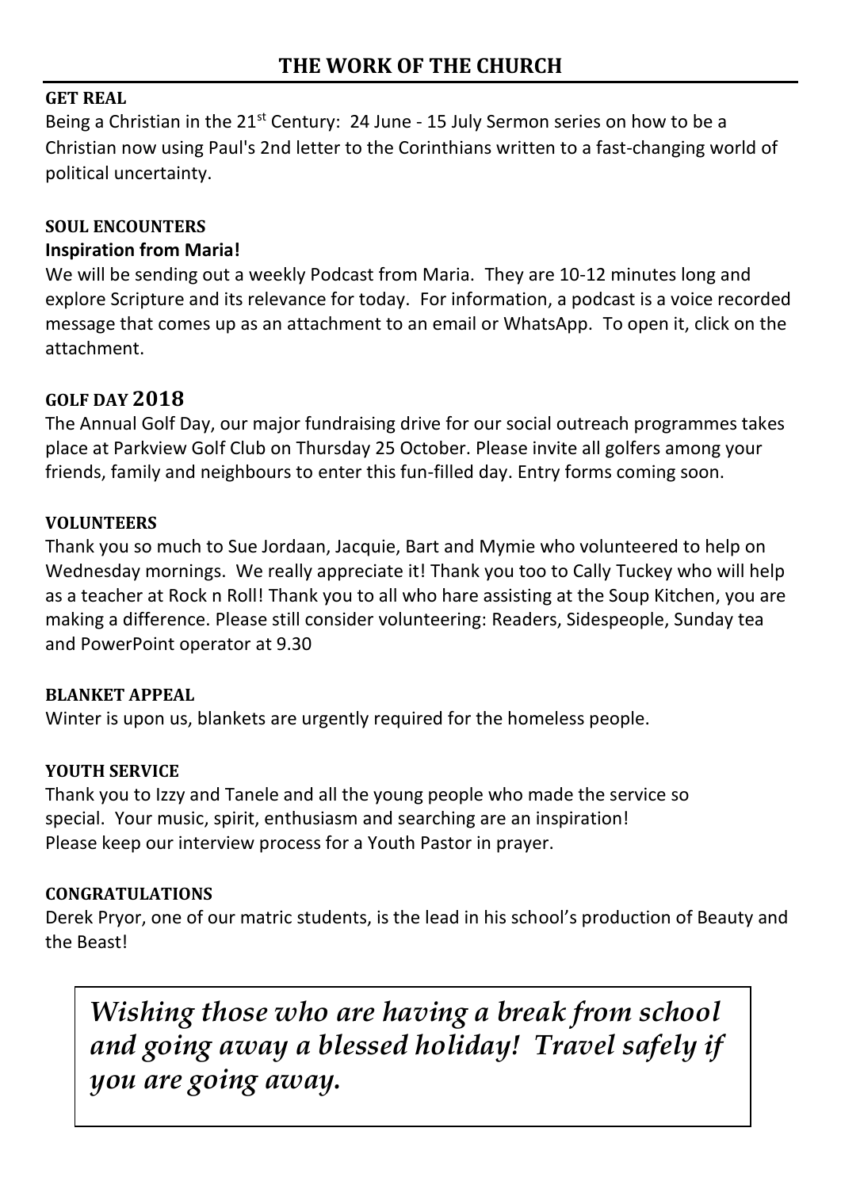# THE WORK OF THE CHURCH

**GET REAL**

Being a Christian in the 21st Century: 24 June - 15 July Sermon series on how to be a Christian now using Paul's 2nd letter to the Corinthians written to a fast-changing world of political uncertainty.

**SOUL ENCOUNTERS**

**Inspiration from Maria!**

We will be sending out a weekly Podcast from Maria. They are 10-12 minutes long and explore Scripture and its relevance for today. For information, a podcast is a voice recorded message that comes up as an attachment to an email or WhatsApp. To open it, click on the attachment.

**GOLF DAY 2018**

The Annual Golf Day, our major fundraising drive for our social outreach programmes takes place at Parkview Golf Club on Thursday 25 October. Please invite all golfers among your friends, family and neighbours to enter this fun-filled day. Entry forms coming soon.

**VOLUNTEERS**

Thank you so much to Sue Jordaan, Jacquie, Bart and Mymie who volunteered to help on Wednesday mornings. We really appreciate it! Thank you too to Cally Tuckey who will help as a teacher at Rock n Roll! Thank you to all who hare assisting at the Soup Kitchen, you are making a difference. Please still consider volunteering: Readers, Sidespeople, Sunday tea and PowerPoint operator at 9.30

**BLANKET APPEAL**

Winter is upon us, blankets are urgently required for the homeless people.

**YOUTH SERVICE**

Thank you to Izzy and Tanele and all the young people who made the service so special. Your music, spirit, enthusiasm and searching are an inspiration!
Please keep our interview process for a Youth Pastor in prayer.

**CONGRATULATIONS**

Derek Pryor, one of our matric students, is the lead in his school's production of Beauty and the Beast!

*Wishing those who are having a break from school and going away a blessed holiday! Travel safely if you are going away.*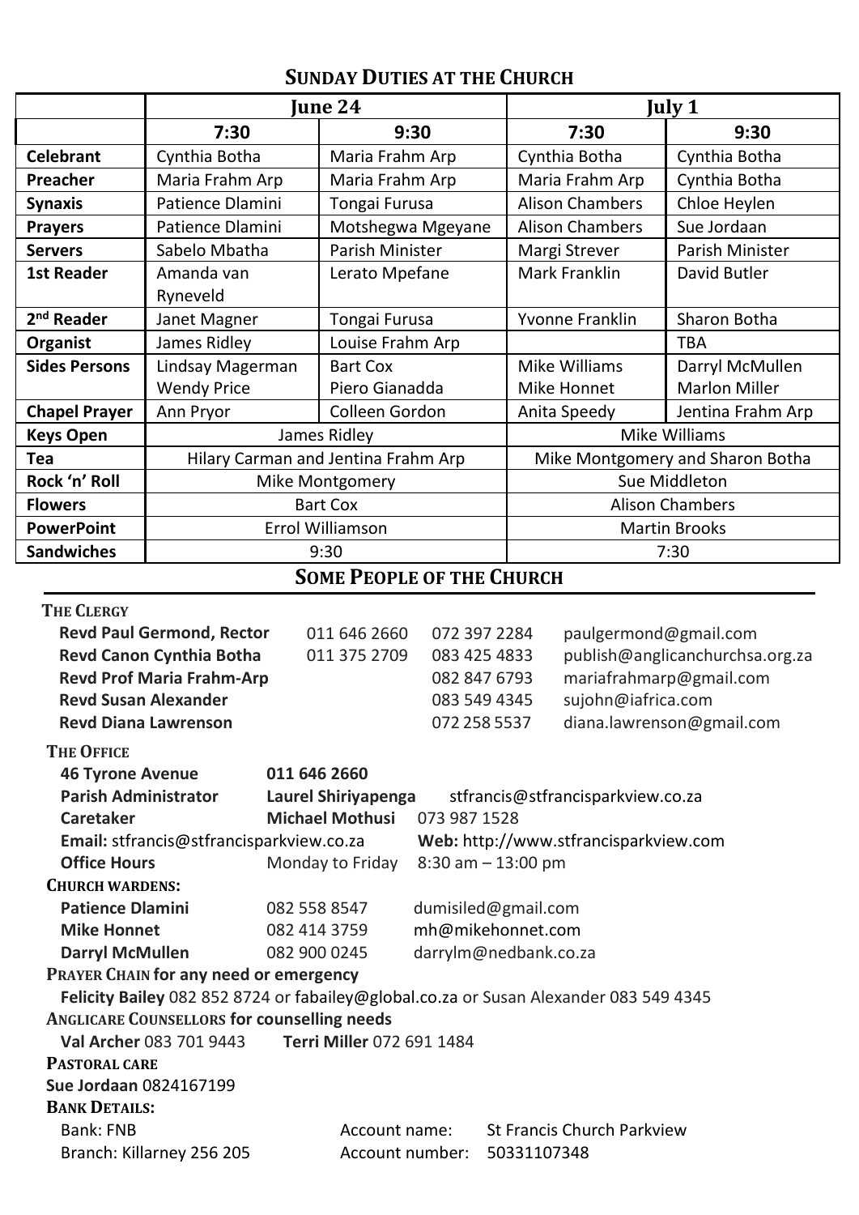## Sunday Duties at the Church

| | June 24 | | July 1 | |
|---|---|---|---|---|
| | 7:30 | 9:30 | 7:30 | 9:30 |
| **Celebrant** | Cynthia Botha | Maria Frahm Arp | Cynthia Botha | Cynthia Botha |
| **Preacher** | Maria Frahm Arp | Maria Frahm Arp | Maria Frahm Arp | Cynthia Botha |
| **Synaxis** | Patience Dlamini | Tongai Furusa | Alison Chambers | Chloe Heylen |
| **Prayers** | Patience Dlamini | Motshegwa Mgeyane | Alison Chambers | Sue Jordaan |
| **Servers** | Sabelo Mbatha | Parish Minister | Margi Strever | Parish Minister |
| **1st Reader** | Amanda van Ryneveld | Lerato Mpefane | Mark Franklin | David Butler |
| **2nd Reader** | Janet Magner | Tongai Furusa | Yvonne Franklin | Sharon Botha |
| **Organist** | James Ridley | Louise Frahm Arp | | TBA |
| **Sides Persons** | Lindsay Magerman Wendy Price | Bart Cox Piero Gianadda | Mike Williams Mike Honnet | Darryl McMullen Marlon Miller |
| **Chapel Prayer** | Ann Pryor | Colleen Gordon | Anita Speedy | Jentina Frahm Arp |
| **Keys Open** | James Ridley | | Mike Williams | |
| **Tea** | Hilary Carman and Jentina Frahm Arp | | Mike Montgomery and Sharon Botha | |
| **Rock 'n' Roll** | Mike Montgomery | | Sue Middleton | |
| **Flowers** | Bart Cox | | Alison Chambers | |
| **PowerPoint** | Errol Williamson | | Martin Brooks | |
| **Sandwiches** | 9:30 | | 7:30 | |

## Some People of the Church

### The Clergy

| | | | |
|---|---|---|---|
| **Revd Paul Germond, Rector** | 011 646 2660 | 072 397 2284 | paulgermond@gmail.com |
| **Revd Canon Cynthia Botha** | 011 375 2709 | 083 425 4833 | publish@anglicanchurchsa.org.za |
| **Revd Prof Maria Frahm-Arp** | | 082 847 6793 | mariafrahmarp@gmail.com |
| **Revd Susan Alexander** | | 083 549 4345 | sujohn@iafrica.com |
| **Revd Diana Lawrenson** | | 072 258 5537 | diana.lawrenson@gmail.com |

### The Office

**46 Tyrone Avenue** **011 646 2660**

**Parish Administrator** **Laurel Shiriyapenga** stfrancis@stfrancisparkview.co.za

**Caretaker** **Michael Mothusi** 073 987 1528

**Email:** stfrancis@stfrancisparkview.co.za **Web:** http://www.stfrancisparkview.com

**Office Hours** Monday to Friday 8:30 am – 13:00 pm

### Church Wardens:

| | | |
|---|---|---|
| **Patience Dlamini** | 082 558 8547 | dumisiled@gmail.com |
| **Mike Honnet** | 082 414 3759 | mh@mikehonnet.com |
| **Darryl McMullen** | 082 900 0245 | darrylm@nedbank.co.za |

### Prayer Chain for any need or emergency

**Felicity Bailey** 082 852 8724 or fabailey@global.co.za or Susan Alexander 083 549 4345

### Anglicare Counsellors for counselling needs

**Val Archer** 083 701 9443 **Terri Miller** 072 691 1484

### Pastoral Care

**Sue Jordaan** 0824167199

### Bank Details:

Bank: FNB — Account name: St Francis Church Parkview

Branch: Killarney 256 205 — Account number: 50331107348